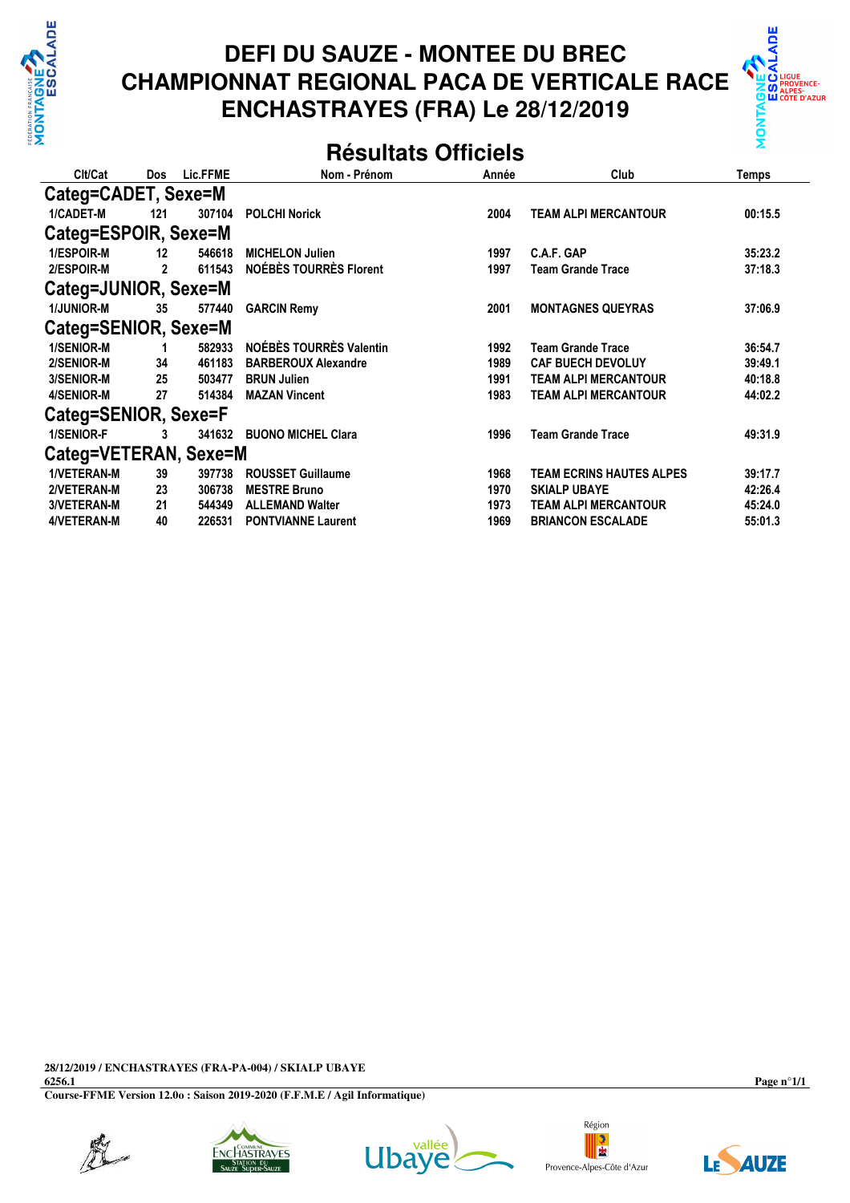# DEFI DU SAUZE - MONTEE DU BREC
# CHAMPIONNAT REGIONAL PACA DE VERTICALE RACE
# ENCHASTRAYES (FRA) Le 28/12/2019

## Résultats Officiels

| Clt/Cat | Dos | Lic.FFME | Nom - Prénom | Année | Club | Temps |
|---|---|---|---|---|---|---|
| **Categ=CADET, Sexe=M** | | | | | | |
| 1/CADET-M | 121 | 307104 | POLCHI Norick | 2004 | TEAM ALPI MERCANTOUR | 00:15.5 |
| **Categ=ESPOIR, Sexe=M** | | | | | | |
| 1/ESPOIR-M | 12 | 546618 | MICHELON Julien | 1997 | C.A.F. GAP | 35:23.2 |
| 2/ESPOIR-M | 2 | 611543 | NOÉBÈS TOURRÈS Florent | 1997 | Team Grande Trace | 37:18.3 |
| **Categ=JUNIOR, Sexe=M** | | | | | | |
| 1/JUNIOR-M | 35 | 577440 | GARCIN Remy | 2001 | MONTAGNES QUEYRAS | 37:06.9 |
| **Categ=SENIOR, Sexe=M** | | | | | | |
| 1/SENIOR-M | 1 | 582933 | NOÉBÈS TOURRÈS Valentin | 1992 | Team Grande Trace | 36:54.7 |
| 2/SENIOR-M | 34 | 461183 | BARBEROUX Alexandre | 1989 | CAF BUECH DEVOLUY | 39:49.1 |
| 3/SENIOR-M | 25 | 503477 | BRUN Julien | 1991 | TEAM ALPI MERCANTOUR | 40:18.8 |
| 4/SENIOR-M | 27 | 514384 | MAZAN Vincent | 1983 | TEAM ALPI MERCANTOUR | 44:02.2 |
| **Categ=SENIOR, Sexe=F** | | | | | | |
| 1/SENIOR-F | 3 | 341632 | BUONO MICHEL Clara | 1996 | Team Grande Trace | 49:31.9 |
| **Categ=VETERAN, Sexe=M** | | | | | | |
| 1/VETERAN-M | 39 | 397738 | ROUSSET Guillaume | 1968 | TEAM ECRINS HAUTES ALPES | 39:17.7 |
| 2/VETERAN-M | 23 | 306738 | MESTRE Bruno | 1970 | SKIALP UBAYE | 42:26.4 |
| 3/VETERAN-M | 21 | 544349 | ALLEMAND Walter | 1973 | TEAM ALPI MERCANTOUR | 45:24.0 |
| 4/VETERAN-M | 40 | 226531 | PONTVIANNE Laurent | 1969 | BRIANCON ESCALADE | 55:01.3 |

28/12/2019 / ENCHASTRAYES (FRA-PA-004) / SKIALP UBAYE
6256.1
Course-FFME Version 12.0o : Saison 2019-2020 (F.F.M.E / Agil Informatique)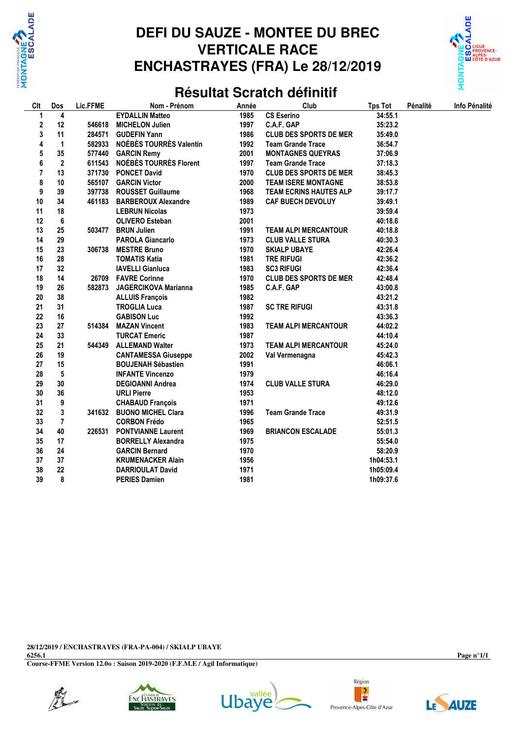# DEFI DU SAUZE - MONTEE DU BREC
# VERTICALE RACE
# ENCHASTRAYES (FRA) Le 28/12/2019

## Résultat Scratch définitif

| Clt | Dos | Lic.FFME | Nom - Prénom | Année | Club | Tps Tot | Pénalité | Info Pénalité |
|---|---|---|---|---|---|---|---|---|
| 1 | 4 | | EYDALLIN Matteo | 1985 | CS Eserino | 34:55.1 | | |
| 2 | 12 | 546618 | MICHELON Julien | 1997 | C.A.F. GAP | 35:23.2 | | |
| 3 | 11 | 284571 | GUDEFIN Yann | 1986 | CLUB DES SPORTS DE MER | 35:49.0 | | |
| 4 | 1 | 582933 | NOÉBÈS TOURRÈS Valentin | 1992 | Team Grande Trace | 36:54.7 | | |
| 5 | 35 | 577440 | GARCIN Remy | 2001 | MONTAGNES QUEYRAS | 37:06.9 | | |
| 6 | 2 | 611543 | NOÉBÈS TOURRÈS Florent | 1997 | Team Grande Trace | 37:18.3 | | |
| 7 | 13 | 371730 | PONCET David | 1970 | CLUB DES SPORTS DE MER | 38:45.3 | | |
| 8 | 10 | 565107 | GARCIN Victor | 2000 | TEAM ISERE MONTAGNE | 38:53.8 | | |
| 9 | 39 | 397738 | ROUSSET Guillaume | 1968 | TEAM ECRINS HAUTES ALP | 39:17.7 | | |
| 10 | 34 | 461183 | BARBEROUX Alexandre | 1989 | CAF BUECH DEVOLUY | 39:49.1 | | |
| 11 | 18 | | LEBRUN Nicolas | 1973 | | 39:59.4 | | |
| 12 | 6 | | OLIVERO Esteban | 2001 | | 40:18.6 | | |
| 13 | 25 | 503477 | BRUN Julien | 1991 | TEAM ALPI MERCANTOUR | 40:18.8 | | |
| 14 | 29 | | PAROLA Giancarlo | 1973 | CLUB VALLE STURA | 40:30.3 | | |
| 15 | 23 | 306738 | MESTRE Bruno | 1970 | SKIALP UBAYE | 42:26.4 | | |
| 16 | 28 | | TOMATIS Katia | 1981 | TRE RIFUGI | 42:36.2 | | |
| 17 | 32 | | IAVELLI Gianluca | 1983 | SC3 RIFUGI | 42:36.4 | | |
| 18 | 14 | 26709 | FAVRE Corinne | 1970 | CLUB DES SPORTS DE MER | 42:48.4 | | |
| 19 | 26 | 582873 | JAGERCIKOVA Marianna | 1985 | C.A.F. GAP | 43:00.8 | | |
| 20 | 38 | | ALLUIS François | 1982 | | 43:21.2 | | |
| 21 | 31 | | TROGLIA Luca | 1987 | SC TRE RIFUGI | 43:31.8 | | |
| 22 | 16 | | GABISON Luc | 1992 | | 43:36.3 | | |
| 23 | 27 | 514384 | MAZAN Vincent | 1983 | TEAM ALPI MERCANTOUR | 44:02.2 | | |
| 24 | 33 | | TURCAT Emeric | 1987 | | 44:10.4 | | |
| 25 | 21 | 544349 | ALLEMAND Walter | 1973 | TEAM ALPI MERCANTOUR | 45:24.0 | | |
| 26 | 19 | | CANTAMESSA Giuseppe | 2002 | Val Vermenagna | 45:42.3 | | |
| 27 | 15 | | BOUJENAH Sébastien | 1991 | | 46:06.1 | | |
| 28 | 5 | | INFANTE Vincenzo | 1979 | | 46:16.4 | | |
| 29 | 30 | | DEGIOANNI Andrea | 1974 | CLUB VALLE STURA | 46:29.0 | | |
| 30 | 36 | | URLI Pierre | 1953 | | 48:12.0 | | |
| 31 | 9 | | CHABAUD François | 1971 | | 49:12.6 | | |
| 32 | 3 | 341632 | BUONO MICHEL Clara | 1996 | Team Grande Trace | 49:31.9 | | |
| 33 | 7 | | CORBON Frédo | 1965 | | 52:51.5 | | |
| 34 | 40 | 226531 | PONTVIANNE Laurent | 1969 | BRIANCON ESCALADE | 55:01.3 | | |
| 35 | 17 | | BORRELLY Alexandra | 1975 | | 55:54.0 | | |
| 36 | 24 | | GARCIN Bernard | 1970 | | 58:20.9 | | |
| 37 | 37 | | KRUMENACKER Alain | 1956 | | 1h04:53.1 | | |
| 38 | 22 | | DARRIOULAT David | 1971 | | 1h05:09.4 | | |
| 39 | 8 | | PERIES Damien | 1981 | | 1h09:37.6 | | |

28/12/2019 / ENCHASTRAYES (FRA-PA-004) / SKIALP UBAYE
6256.1
Course-FFME Version 12.0o : Saison 2019-2020 (F.F.M.E / Agil Informatique)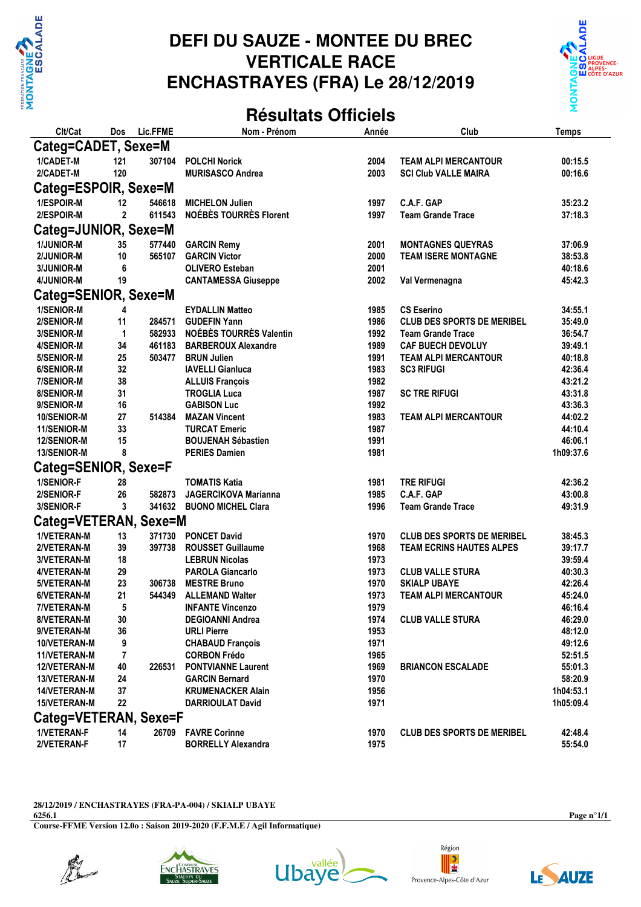# DEFI DU SAUZE - MONTEE DU BREC
# VERTICALE RACE
# ENCHASTRAYES (FRA) Le 28/12/2019

## Résultats Officiels

| Clt/Cat | Dos | Lic.FFME | Nom - Prénom | Année | Club | Temps |
|---|---|---|---|---|---|---|
| **Categ=CADET, Sexe=M** | | | | | | |
| 1/CADET-M | 121 | 307104 | POLCHI Norick | 2004 | TEAM ALPI MERCANTOUR | 00:15.5 |
| 2/CADET-M | 120 | | MURISASCO Andrea | 2003 | SCI Club VALLE MAIRA | 00:16.6 |
| **Categ=ESPOIR, Sexe=M** | | | | | | |
| 1/ESPOIR-M | 12 | 546618 | MICHELON Julien | 1997 | C.A.F. GAP | 35:23.2 |
| 2/ESPOIR-M | 2 | 611543 | NOÉBÈS TOURRÈS Florent | 1997 | Team Grande Trace | 37:18.3 |
| **Categ=JUNIOR, Sexe=M** | | | | | | |
| 1/JUNIOR-M | 35 | 577440 | GARCIN Remy | 2001 | MONTAGNES QUEYRAS | 37:06.9 |
| 2/JUNIOR-M | 10 | 565107 | GARCIN Victor | 2000 | TEAM ISERE MONTAGNE | 38:53.8 |
| 3/JUNIOR-M | 6 | | OLIVERO Esteban | 2001 | | 40:18.6 |
| 4/JUNIOR-M | 19 | | CANTAMESSA Giuseppe | 2002 | Val Vermenagna | 45:42.3 |
| **Categ=SENIOR, Sexe=M** | | | | | | |
| 1/SENIOR-M | 4 | | EYDALLIN Matteo | 1985 | CS Eserino | 34:55.1 |
| 2/SENIOR-M | 11 | 284571 | GUDEFIN Yann | 1986 | CLUB DES SPORTS DE MERIBEL | 35:49.0 |
| 3/SENIOR-M | 1 | 582933 | NOÉBÈS TOURRÈS Valentin | 1992 | Team Grande Trace | 36:54.7 |
| 4/SENIOR-M | 34 | 461183 | BARBEROUX Alexandre | 1989 | CAF BUECH DEVOLUY | 39:49.1 |
| 5/SENIOR-M | 25 | 503477 | BRUN Julien | 1991 | TEAM ALPI MERCANTOUR | 40:18.8 |
| 6/SENIOR-M | 32 | | IAVELLI Gianluca | 1983 | SC3 RIFUGI | 42:36.4 |
| 7/SENIOR-M | 38 | | ALLUIS François | 1982 | | 43:21.2 |
| 8/SENIOR-M | 31 | | TROGLIA Luca | 1987 | SC TRE RIFUGI | 43:31.8 |
| 9/SENIOR-M | 16 | | GABISON Luc | 1992 | | 43:36.3 |
| 10/SENIOR-M | 27 | 514384 | MAZAN Vincent | 1983 | TEAM ALPI MERCANTOUR | 44:02.2 |
| 11/SENIOR-M | 33 | | TURCAT Emeric | 1987 | | 44:10.4 |
| 12/SENIOR-M | 15 | | BOUJENAH Sébastien | 1991 | | 46:06.1 |
| 13/SENIOR-M | 8 | | PERIES Damien | 1981 | | 1h09:37.6 |
| **Categ=SENIOR, Sexe=F** | | | | | | |
| 1/SENIOR-F | 28 | | TOMATIS Katia | 1981 | TRE RIFUGI | 42:36.2 |
| 2/SENIOR-F | 26 | 582873 | JAGERCIKOVA Marianna | 1985 | C.A.F. GAP | 43:00.8 |
| 3/SENIOR-F | 3 | 341632 | BUONO MICHEL Clara | 1996 | Team Grande Trace | 49:31.9 |
| **Categ=VETERAN, Sexe=M** | | | | | | |
| 1/VETERAN-M | 13 | 371730 | PONCET David | 1970 | CLUB DES SPORTS DE MERIBEL | 38:45.3 |
| 2/VETERAN-M | 39 | 397738 | ROUSSET Guillaume | 1968 | TEAM ECRINS HAUTES ALPES | 39:17.7 |
| 3/VETERAN-M | 18 | | LEBRUN Nicolas | 1973 | | 39:59.4 |
| 4/VETERAN-M | 29 | | PAROLA Giancarlo | 1973 | CLUB VALLE STURA | 40:30.3 |
| 5/VETERAN-M | 23 | 306738 | MESTRE Bruno | 1970 | SKIALP UBAYE | 42:26.4 |
| 6/VETERAN-M | 21 | 544349 | ALLEMAND Walter | 1973 | TEAM ALPI MERCANTOUR | 45:24.0 |
| 7/VETERAN-M | 5 | | INFANTE Vincenzo | 1979 | | 46:16.4 |
| 8/VETERAN-M | 30 | | DEGIOANNI Andrea | 1974 | CLUB VALLE STURA | 46:29.0 |
| 9/VETERAN-M | 36 | | URLI Pierre | 1953 | | 48:12.0 |
| 10/VETERAN-M | 9 | | CHABAUD François | 1971 | | 49:12.6 |
| 11/VETERAN-M | 7 | | CORBON Frédo | 1965 | | 52:51.5 |
| 12/VETERAN-M | 40 | 226531 | PONTVIANNE Laurent | 1969 | BRIANCON ESCALADE | 55:01.3 |
| 13/VETERAN-M | 24 | | GARCIN Bernard | 1970 | | 58:20.9 |
| 14/VETERAN-M | 37 | | KRUMENACKER Alain | 1956 | | 1h04:53.1 |
| 15/VETERAN-M | 22 | | DARRIOULAT David | 1971 | | 1h05:09.4 |
| **Categ=VETERAN, Sexe=F** | | | | | | |
| 1/VETERAN-F | 14 | 26709 | FAVRE Corinne | 1970 | CLUB DES SPORTS DE MERIBEL | 42:48.4 |
| 2/VETERAN-F | 17 | | BORRELLY Alexandra | 1975 | | 55:54.0 |

28/12/2019 / ENCHASTRAYES (FRA-PA-004) / SKIALP UBAYE
6256.1

Course-FFME Version 12.0o : Saison 2019-2020 (F.F.M.E / Agil Informatique)